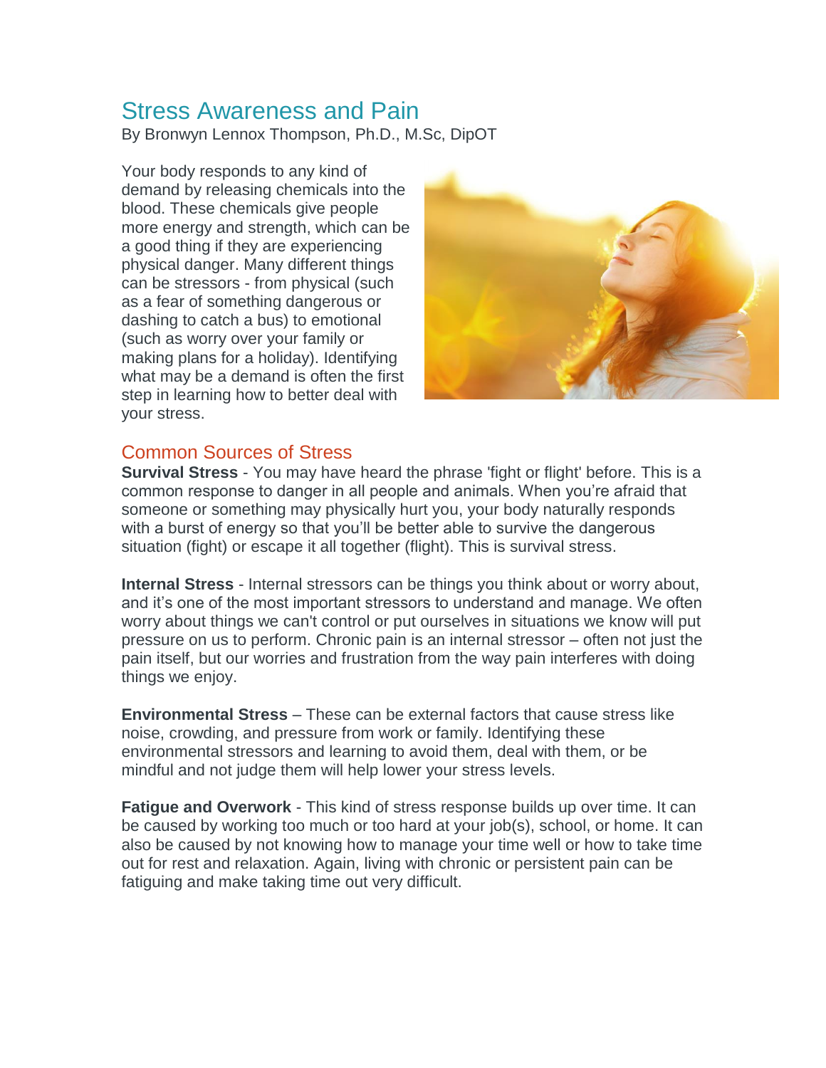# Stress Awareness and Pain

By Bronwyn Lennox Thompson, Ph.D., M.Sc, DipOT

Your body responds to any kind of demand by releasing chemicals into the blood. These chemicals give people more energy and strength, which can be a good thing if they are experiencing physical danger. Many different things can be stressors - from physical (such as a fear of something dangerous or dashing to catch a bus) to emotional (such as worry over your family or making plans for a holiday). Identifying what may be a demand is often the first step in learning how to better deal with your stress.

## Common Sources of Stress

**Survival Stress** - You may have heard the phrase 'fight or flight' before. This is a common response to danger in all people and animals. When you're afraid that someone or something may physically hurt you, your body naturally responds with a burst of energy so that you'll be better able to survive the dangerous situation (fight) or escape it all together (flight). This is survival stress.

**Internal Stress** - Internal stressors can be things you think about or worry about, and it's one of the most important stressors to understand and manage. We often worry about things we can't control or put ourselves in situations we know will put pressure on us to perform. Chronic pain is an internal stressor – often not just the pain itself, but our worries and frustration from the way pain interferes with doing things we enjoy.

**Environmental Stress** – These can be external factors that cause stress like noise, crowding, and pressure from work or family. Identifying these environmental stressors and learning to avoid them, deal with them, or be mindful and not judge them will help lower your stress levels.

**Fatigue and Overwork** - This kind of stress response builds up over time. It can be caused by working too much or too hard at your job(s), school, or home. It can also be caused by not knowing how to manage your time well or how to take time out for rest and relaxation. Again, living with chronic or persistent pain can be fatiguing and make taking time out very difficult.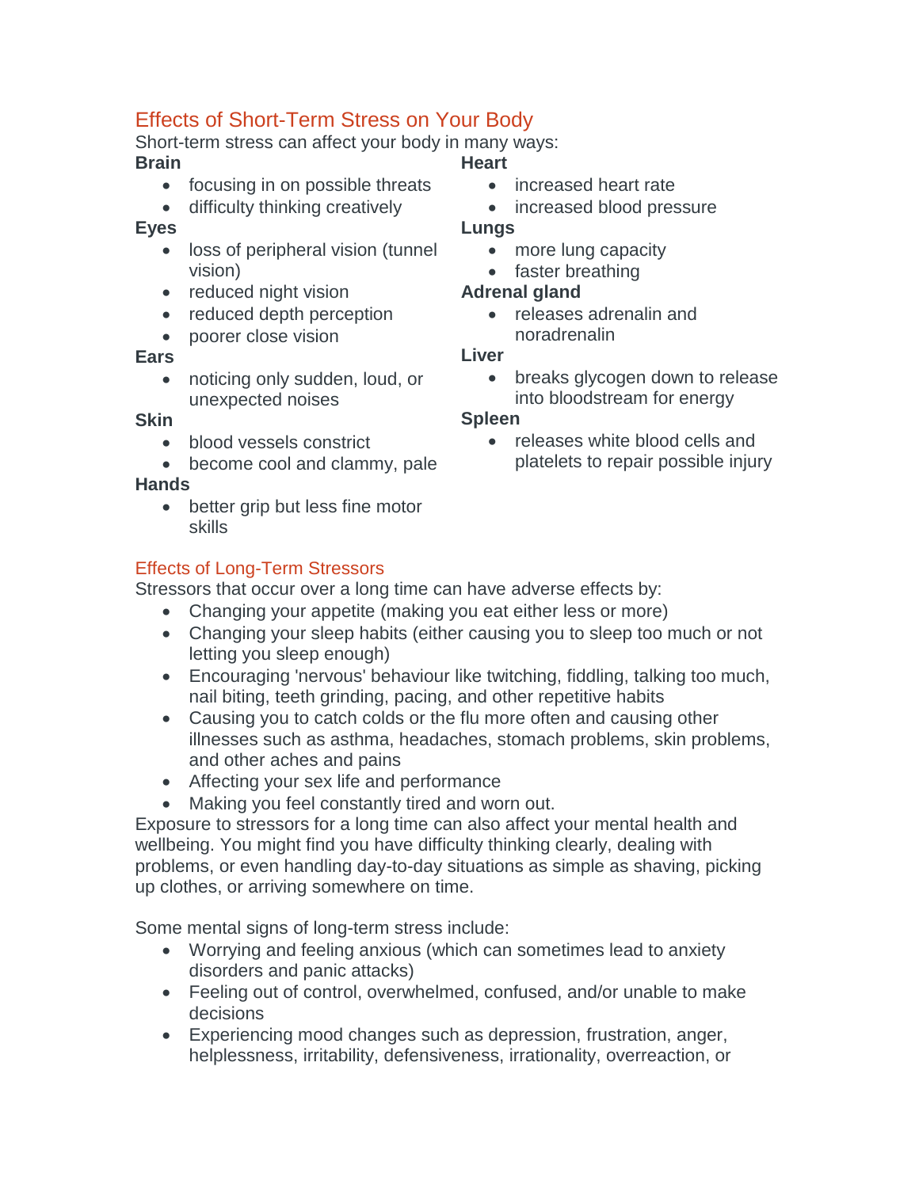## Effects of Short-Term Stress on Your Body

Short-term stress can affect your body in many ways:

**Brain**

- focusing in on possible threats
- difficulty thinking creatively

**Eyes**

- loss of peripheral vision (tunnel vision)
- reduced night vision
- reduced depth perception
- poorer close vision

**Ears**

- noticing only sudden, loud, or unexpected noises

**Skin**

- blood vessels constrict
- become cool and clammy, pale

**Hands**

- better grip but less fine motor skills

**Heart**

- increased heart rate
- increased blood pressure

**Lungs**

- more lung capacity
- faster breathing

**Adrenal gland**

- releases adrenalin and noradrenalin

**Liver**

- breaks glycogen down to release into bloodstream for energy

**Spleen**

- releases white blood cells and platelets to repair possible injury

## Effects of Long-Term Stressors

Stressors that occur over a long time can have adverse effects by:

- Changing your appetite (making you eat either less or more)
- Changing your sleep habits (either causing you to sleep too much or not letting you sleep enough)
- Encouraging 'nervous' behaviour like twitching, fiddling, talking too much, nail biting, teeth grinding, pacing, and other repetitive habits
- Causing you to catch colds or the flu more often and causing other illnesses such as asthma, headaches, stomach problems, skin problems, and other aches and pains
- Affecting your sex life and performance
- Making you feel constantly tired and worn out.

Exposure to stressors for a long time can also affect your mental health and wellbeing. You might find you have difficulty thinking clearly, dealing with problems, or even handling day-to-day situations as simple as shaving, picking up clothes, or arriving somewhere on time.

Some mental signs of long-term stress include:

- Worrying and feeling anxious (which can sometimes lead to anxiety disorders and panic attacks)
- Feeling out of control, overwhelmed, confused, and/or unable to make decisions
- Experiencing mood changes such as depression, frustration, anger, helplessness, irritability, defensiveness, irrationality, overreaction, or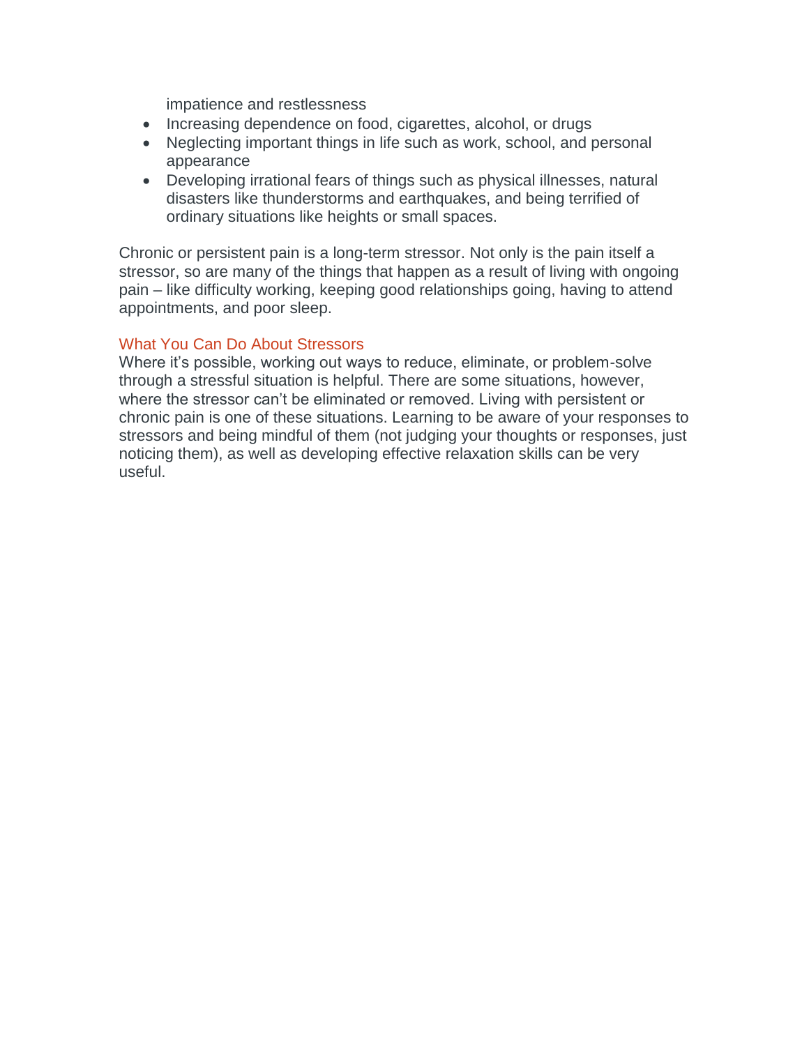impatience and restlessness

- Increasing dependence on food, cigarettes, alcohol, or drugs
- Neglecting important things in life such as work, school, and personal appearance
- Developing irrational fears of things such as physical illnesses, natural disasters like thunderstorms and earthquakes, and being terrified of ordinary situations like heights or small spaces.

Chronic or persistent pain is a long-term stressor. Not only is the pain itself a stressor, so are many of the things that happen as a result of living with ongoing pain – like difficulty working, keeping good relationships going, having to attend appointments, and poor sleep.

## What You Can Do About Stressors

Where it's possible, working out ways to reduce, eliminate, or problem-solve through a stressful situation is helpful. There are some situations, however, where the stressor can't be eliminated or removed. Living with persistent or chronic pain is one of these situations. Learning to be aware of your responses to stressors and being mindful of them (not judging your thoughts or responses, just noticing them), as well as developing effective relaxation skills can be very useful.